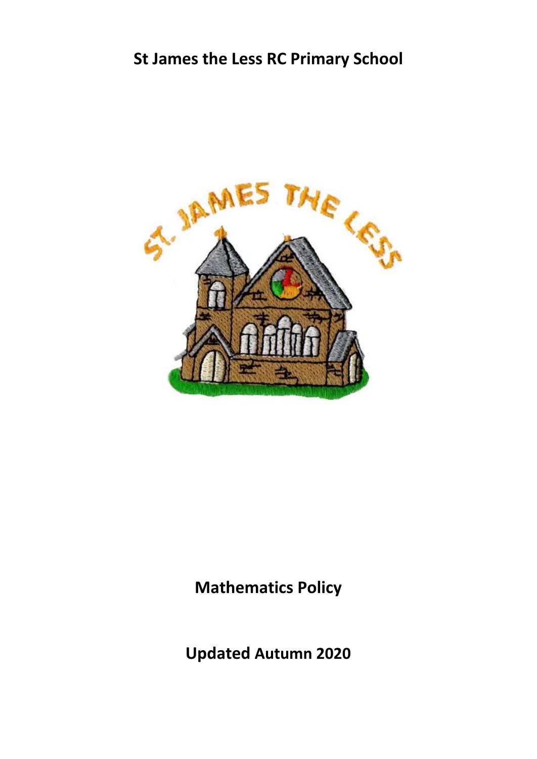# St James the Less RC Primary School

# Mathematics Policy

## Updated Autumn 2020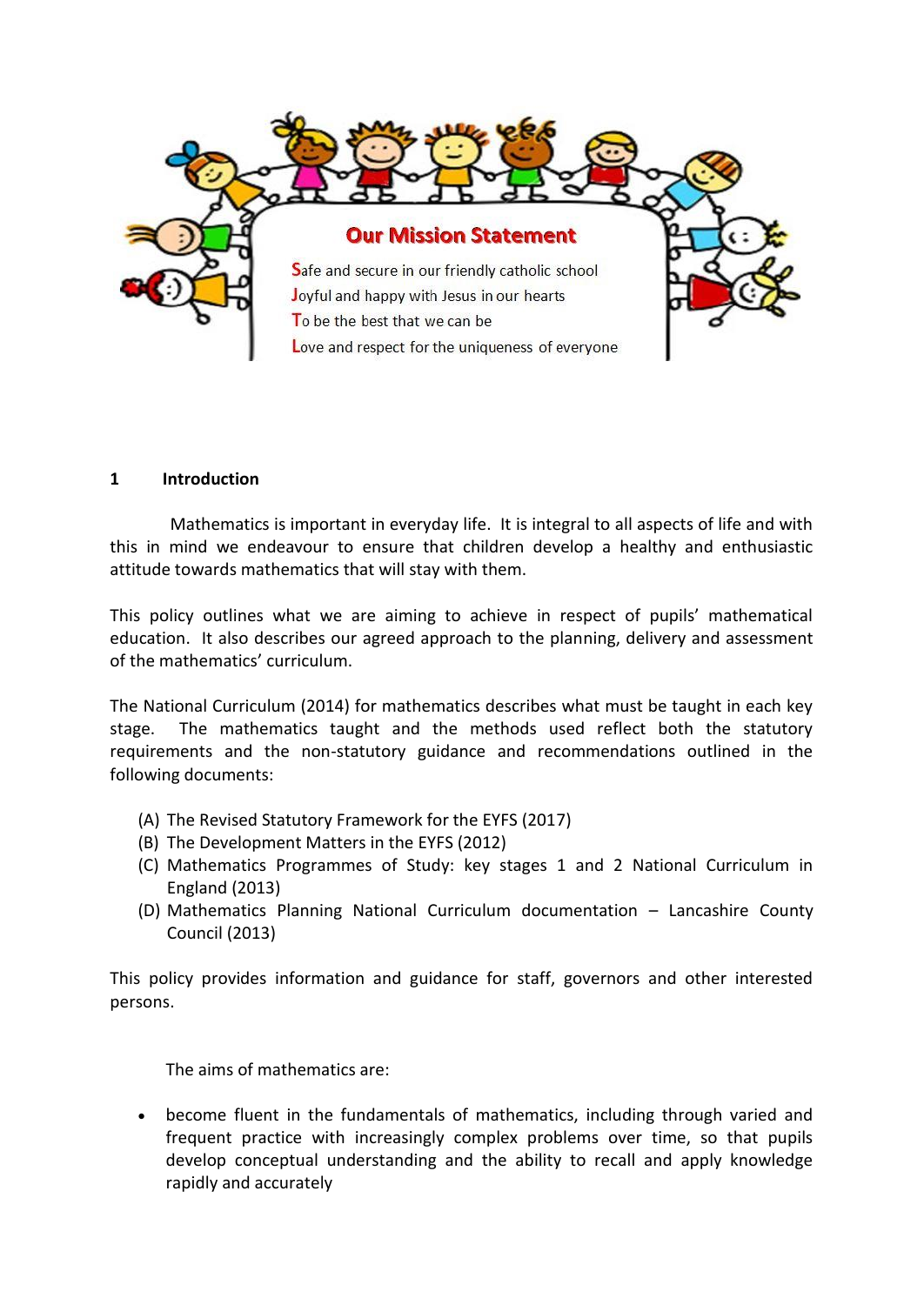## Our Mission Statement

**S**afe and secure in our friendly catholic school
**J**oyful and happy with Jesus in our hearts
**T**o be the best that we can be
**L**ove and respect for the uniqueness of everyone

## 1 Introduction

Mathematics is important in everyday life. It is integral to all aspects of life and with this in mind we endeavour to ensure that children develop a healthy and enthusiastic attitude towards mathematics that will stay with them.

This policy outlines what we are aiming to achieve in respect of pupils' mathematical education. It also describes our agreed approach to the planning, delivery and assessment of the mathematics' curriculum.

The National Curriculum (2014) for mathematics describes what must be taught in each key stage. The mathematics taught and the methods used reflect both the statutory requirements and the non-statutory guidance and recommendations outlined in the following documents:

(A) The Revised Statutory Framework for the EYFS (2017)
(B) The Development Matters in the EYFS (2012)
(C) Mathematics Programmes of Study: key stages 1 and 2 National Curriculum in England (2013)
(D) Mathematics Planning National Curriculum documentation – Lancashire County Council (2013)

This policy provides information and guidance for staff, governors and other interested persons.

The aims of mathematics are:

- become fluent in the fundamentals of mathematics, including through varied and frequent practice with increasingly complex problems over time, so that pupils develop conceptual understanding and the ability to recall and apply knowledge rapidly and accurately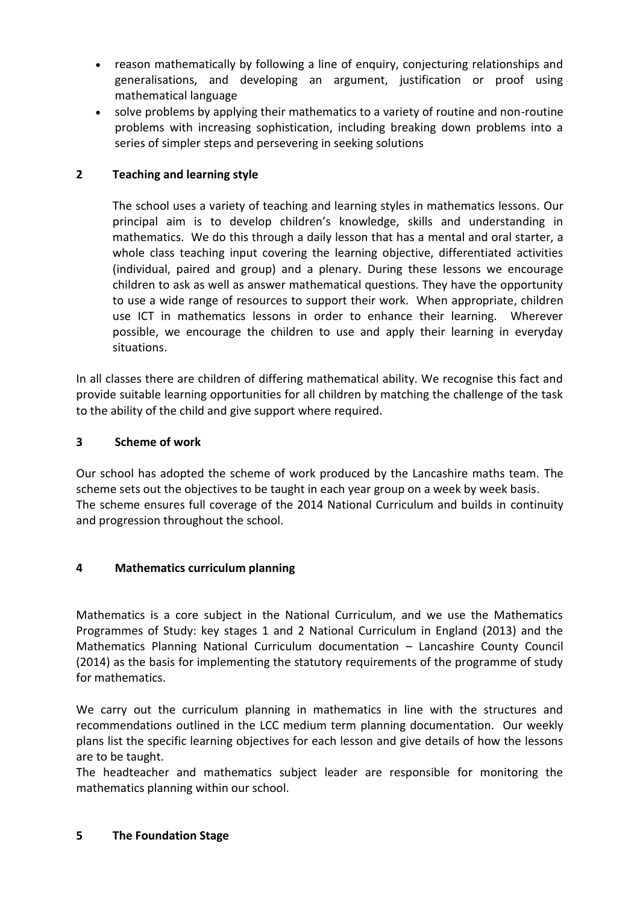- reason mathematically by following a line of enquiry, conjecturing relationships and generalisations, and developing an argument, justification or proof using mathematical language
- solve problems by applying their mathematics to a variety of routine and non-routine problems with increasing sophistication, including breaking down problems into a series of simpler steps and persevering in seeking solutions

## 2 Teaching and learning style

The school uses a variety of teaching and learning styles in mathematics lessons. Our principal aim is to develop children's knowledge, skills and understanding in mathematics. We do this through a daily lesson that has a mental and oral starter, a whole class teaching input covering the learning objective, differentiated activities (individual, paired and group) and a plenary. During these lessons we encourage children to ask as well as answer mathematical questions. They have the opportunity to use a wide range of resources to support their work. When appropriate, children use ICT in mathematics lessons in order to enhance their learning. Wherever possible, we encourage the children to use and apply their learning in everyday situations.

In all classes there are children of differing mathematical ability. We recognise this fact and provide suitable learning opportunities for all children by matching the challenge of the task to the ability of the child and give support where required.

## 3 Scheme of work

Our school has adopted the scheme of work produced by the Lancashire maths team. The scheme sets out the objectives to be taught in each year group on a week by week basis.
The scheme ensures full coverage of the 2014 National Curriculum and builds in continuity and progression throughout the school.

## 4 Mathematics curriculum planning

Mathematics is a core subject in the National Curriculum, and we use the Mathematics Programmes of Study: key stages 1 and 2 National Curriculum in England (2013) and the Mathematics Planning National Curriculum documentation – Lancashire County Council (2014) as the basis for implementing the statutory requirements of the programme of study for mathematics.

We carry out the curriculum planning in mathematics in line with the structures and recommendations outlined in the LCC medium term planning documentation. Our weekly plans list the specific learning objectives for each lesson and give details of how the lessons are to be taught.
The headteacher and mathematics subject leader are responsible for monitoring the mathematics planning within our school.

## 5 The Foundation Stage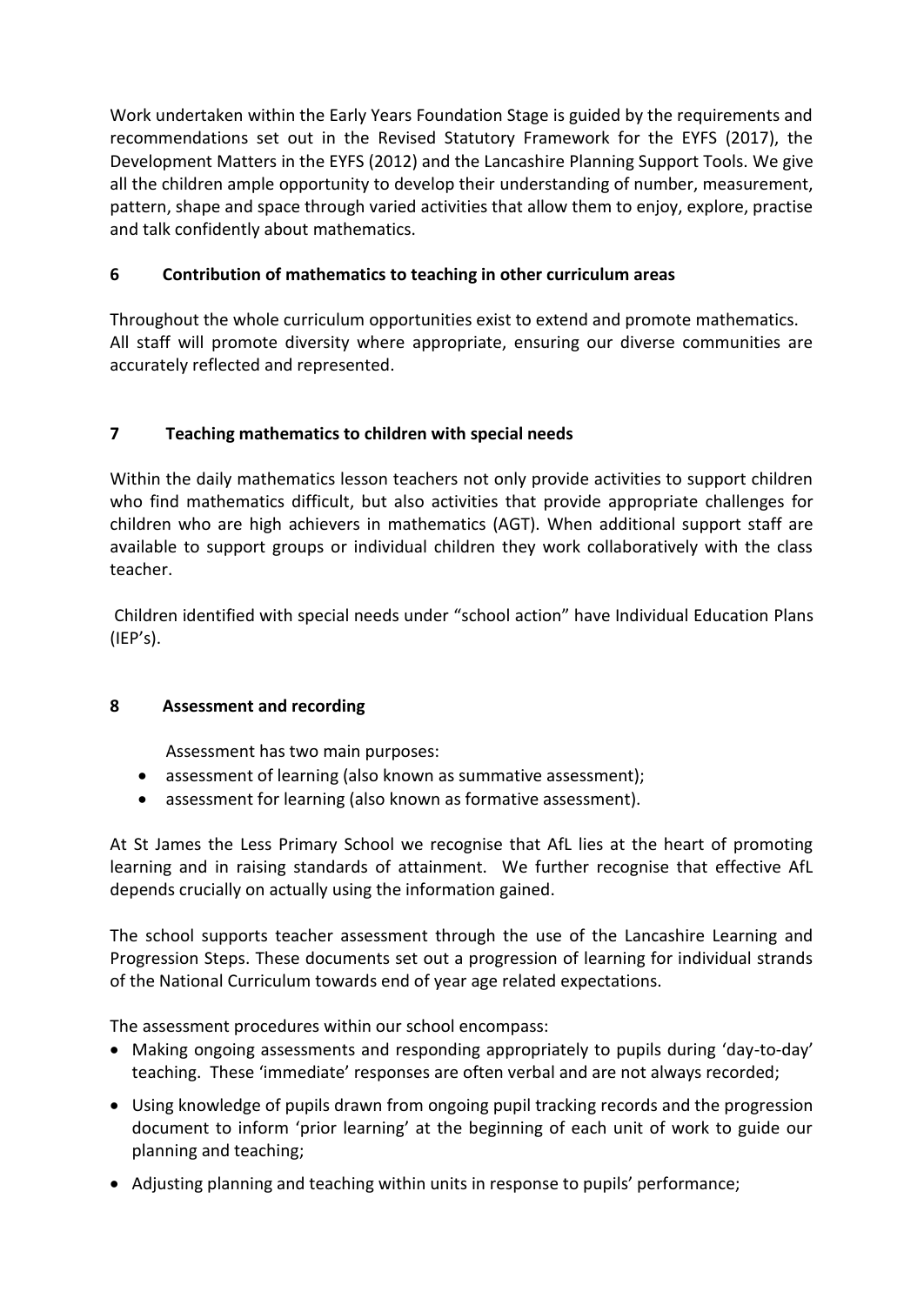Work undertaken within the Early Years Foundation Stage is guided by the requirements and recommendations set out in the Revised Statutory Framework for the EYFS (2017), the Development Matters in the EYFS (2012) and the Lancashire Planning Support Tools. We give all the children ample opportunity to develop their understanding of number, measurement, pattern, shape and space through varied activities that allow them to enjoy, explore, practise and talk confidently about mathematics.

## 6 Contribution of mathematics to teaching in other curriculum areas

Throughout the whole curriculum opportunities exist to extend and promote mathematics. All staff will promote diversity where appropriate, ensuring our diverse communities are accurately reflected and represented.

## 7 Teaching mathematics to children with special needs

Within the daily mathematics lesson teachers not only provide activities to support children who find mathematics difficult, but also activities that provide appropriate challenges for children who are high achievers in mathematics (AGT). When additional support staff are available to support groups or individual children they work collaboratively with the class teacher.

Children identified with special needs under "school action" have Individual Education Plans (IEP's).

## 8 Assessment and recording

Assessment has two main purposes:

- assessment of learning (also known as summative assessment);
- assessment for learning (also known as formative assessment).

At St James the Less Primary School we recognise that AfL lies at the heart of promoting learning and in raising standards of attainment. We further recognise that effective AfL depends crucially on actually using the information gained.

The school supports teacher assessment through the use of the Lancashire Learning and Progression Steps. These documents set out a progression of learning for individual strands of the National Curriculum towards end of year age related expectations.

The assessment procedures within our school encompass:

- Making ongoing assessments and responding appropriately to pupils during 'day-to-day' teaching. These 'immediate' responses are often verbal and are not always recorded;
- Using knowledge of pupils drawn from ongoing pupil tracking records and the progression document to inform 'prior learning' at the beginning of each unit of work to guide our planning and teaching;
- Adjusting planning and teaching within units in response to pupils' performance;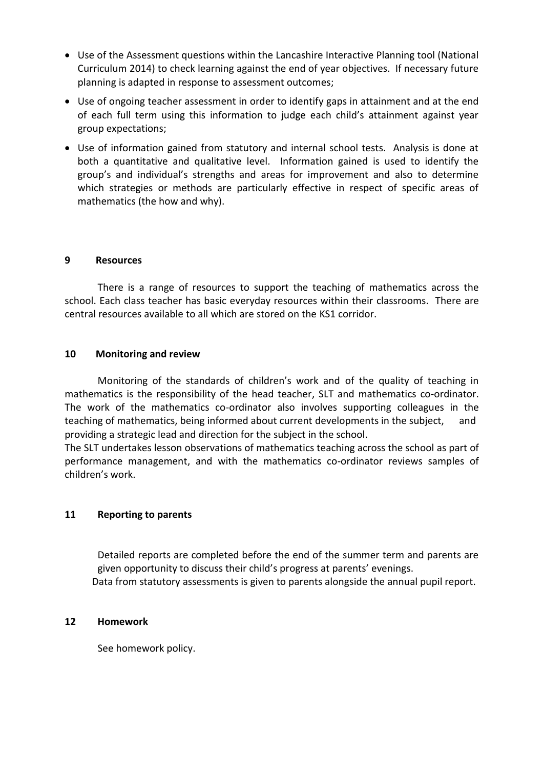- Use of the Assessment questions within the Lancashire Interactive Planning tool (National Curriculum 2014) to check learning against the end of year objectives. If necessary future planning is adapted in response to assessment outcomes;
- Use of ongoing teacher assessment in order to identify gaps in attainment and at the end of each full term using this information to judge each child's attainment against year group expectations;
- Use of information gained from statutory and internal school tests. Analysis is done at both a quantitative and qualitative level. Information gained is used to identify the group's and individual's strengths and areas for improvement and also to determine which strategies or methods are particularly effective in respect of specific areas of mathematics (the how and why).

## 9 Resources

There is a range of resources to support the teaching of mathematics across the school. Each class teacher has basic everyday resources within their classrooms. There are central resources available to all which are stored on the KS1 corridor.

## 10 Monitoring and review

Monitoring of the standards of children's work and of the quality of teaching in mathematics is the responsibility of the head teacher, SLT and mathematics co-ordinator. The work of the mathematics co-ordinator also involves supporting colleagues in the teaching of mathematics, being informed about current developments in the subject, and providing a strategic lead and direction for the subject in the school.

The SLT undertakes lesson observations of mathematics teaching across the school as part of performance management, and with the mathematics co-ordinator reviews samples of children's work.

## 11 Reporting to parents

Detailed reports are completed before the end of the summer term and parents are given opportunity to discuss their child's progress at parents' evenings.

Data from statutory assessments is given to parents alongside the annual pupil report.

## 12 Homework

See homework policy.